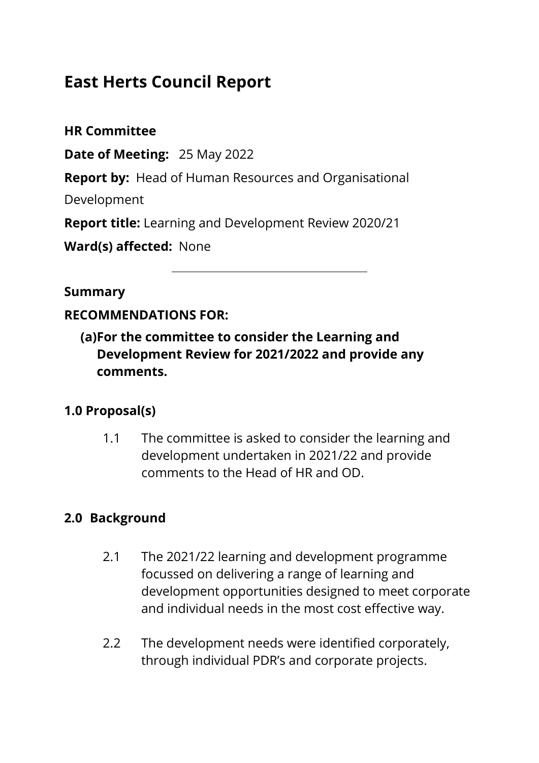# East Herts Council Report

**HR Committee**

**Date of Meeting:** 25 May 2022

**Report by:** Head of Human Resources and Organisational Development

**Report title:** Learning and Development Review 2020/21

**Ward(s) affected:** None

---

**Summary**

**RECOMMENDATIONS FOR:**

**(a) For the committee to consider the Learning and Development Review for 2021/2022 and provide any comments.**

## 1.0 Proposal(s)

1.1 The committee is asked to consider the learning and development undertaken in 2021/22 and provide comments to the Head of HR and OD.

## 2.0 Background

2.1 The 2021/22 learning and development programme focussed on delivering a range of learning and development opportunities designed to meet corporate and individual needs in the most cost effective way.

2.2 The development needs were identified corporately, through individual PDR's and corporate projects.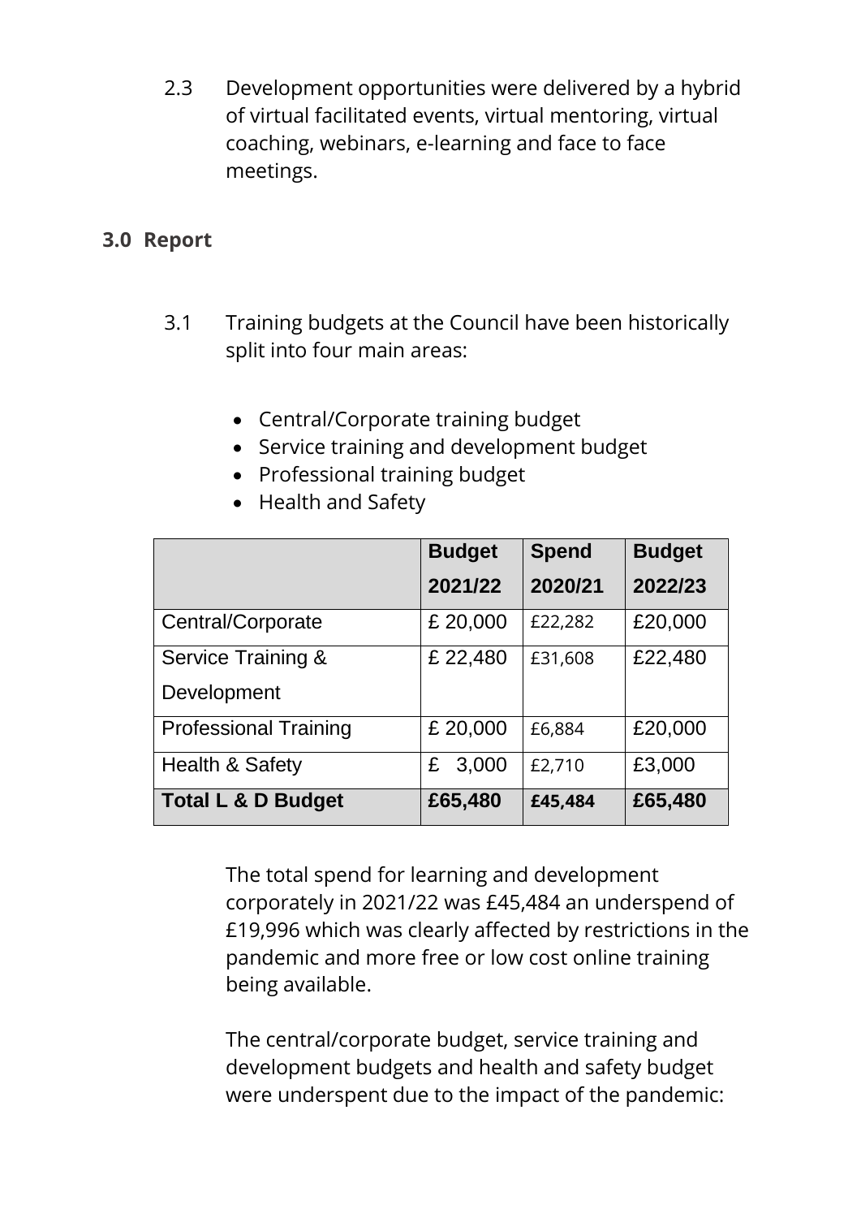2.3 Development opportunities were delivered by a hybrid of virtual facilitated events, virtual mentoring, virtual coaching, webinars, e-learning and face to face meetings.

## 3.0 Report

3.1 Training budgets at the Council have been historically split into four main areas:

- Central/Corporate training budget
- Service training and development budget
- Professional training budget
- Health and Safety

| | Budget 2021/22 | Spend 2020/21 | Budget 2022/23 |
|---|---|---|---|
| Central/Corporate | £ 20,000 | £22,282 | £20,000 |
| Service Training & Development | £ 22,480 | £31,608 | £22,480 |
| Professional Training | £ 20,000 | £6,884 | £20,000 |
| Health & Safety | £ 3,000 | £2,710 | £3,000 |
| **Total L & D Budget** | **£65,480** | **£45,484** | **£65,480** |

The total spend for learning and development corporately in 2021/22 was £45,484 an underspend of £19,996 which was clearly affected by restrictions in the pandemic and more free or low cost online training being available.

The central/corporate budget, service training and development budgets and health and safety budget were underspent due to the impact of the pandemic: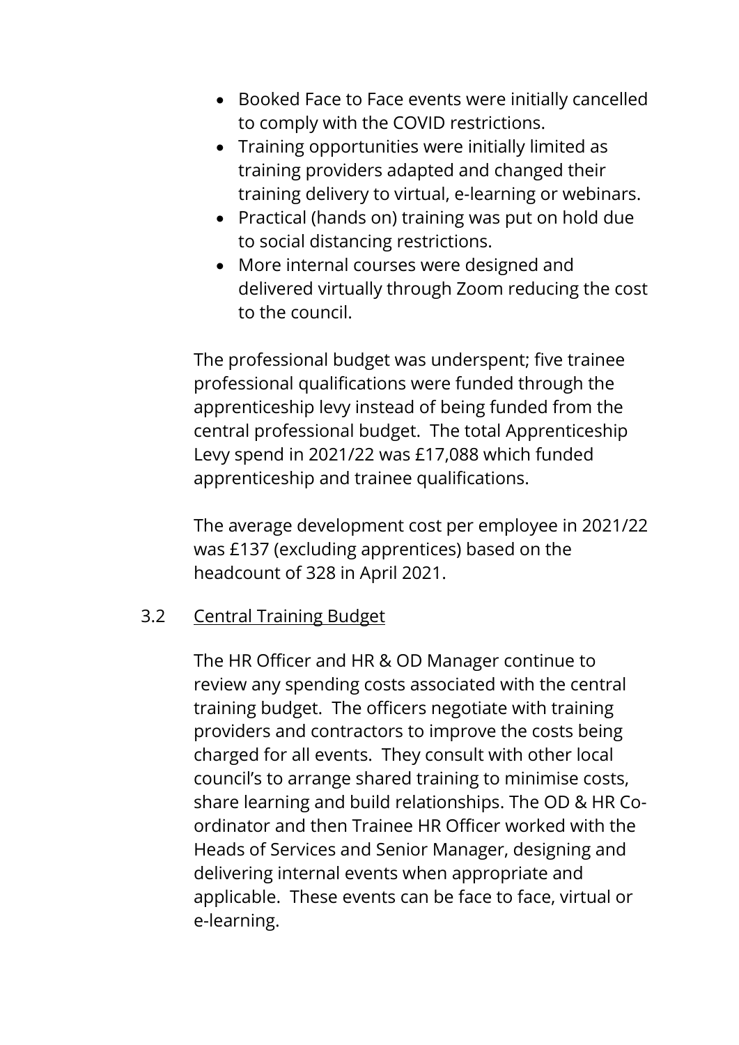- Booked Face to Face events were initially cancelled to comply with the COVID restrictions.
- Training opportunities were initially limited as training providers adapted and changed their training delivery to virtual, e-learning or webinars.
- Practical (hands on) training was put on hold due to social distancing restrictions.
- More internal courses were designed and delivered virtually through Zoom reducing the cost to the council.

The professional budget was underspent; five trainee professional qualifications were funded through the apprenticeship levy instead of being funded from the central professional budget. The total Apprenticeship Levy spend in 2021/22 was £17,088 which funded apprenticeship and trainee qualifications.

The average development cost per employee in 2021/22 was £137 (excluding apprentices) based on the headcount of 328 in April 2021.

3.2 Central Training Budget

The HR Officer and HR & OD Manager continue to review any spending costs associated with the central training budget. The officers negotiate with training providers and contractors to improve the costs being charged for all events. They consult with other local council's to arrange shared training to minimise costs, share learning and build relationships. The OD & HR Co-ordinator and then Trainee HR Officer worked with the Heads of Services and Senior Manager, designing and delivering internal events when appropriate and applicable. These events can be face to face, virtual or e-learning.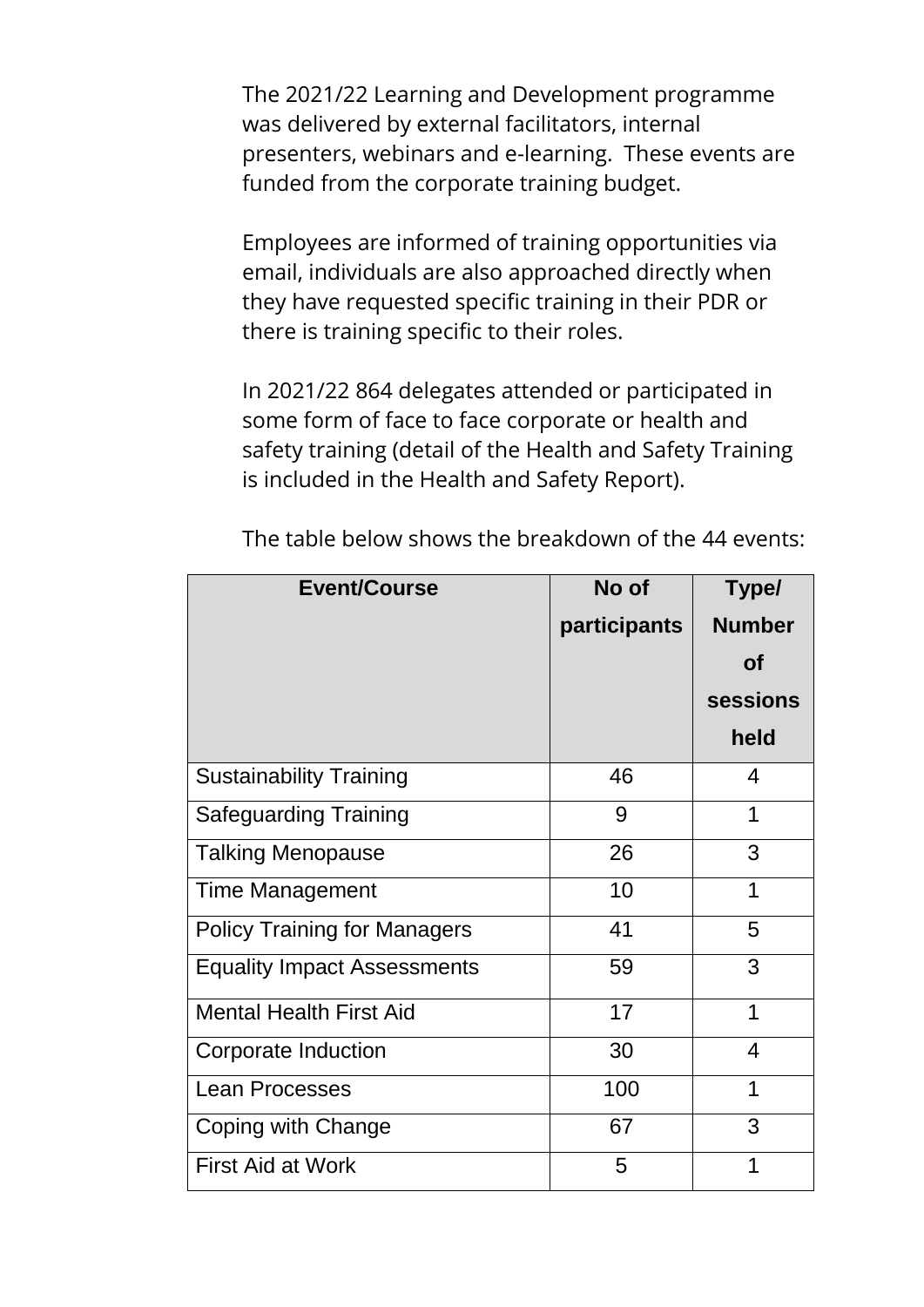The 2021/22 Learning and Development programme was delivered by external facilitators, internal presenters, webinars and e-learning. These events are funded from the corporate training budget.

Employees are informed of training opportunities via email, individuals are also approached directly when they have requested specific training in their PDR or there is training specific to their roles.

In 2021/22 864 delegates attended or participated in some form of face to face corporate or health and safety training (detail of the Health and Safety Training is included in the Health and Safety Report).

The table below shows the breakdown of the 44 events:

| Event/Course | No of participants | Type/ Number of sessions held |
|---|---|---|
| Sustainability Training | 46 | 4 |
| Safeguarding Training | 9 | 1 |
| Talking Menopause | 26 | 3 |
| Time Management | 10 | 1 |
| Policy Training for Managers | 41 | 5 |
| Equality Impact Assessments | 59 | 3 |
| Mental Health First Aid | 17 | 1 |
| Corporate Induction | 30 | 4 |
| Lean Processes | 100 | 1 |
| Coping with Change | 67 | 3 |
| First Aid at Work | 5 | 1 |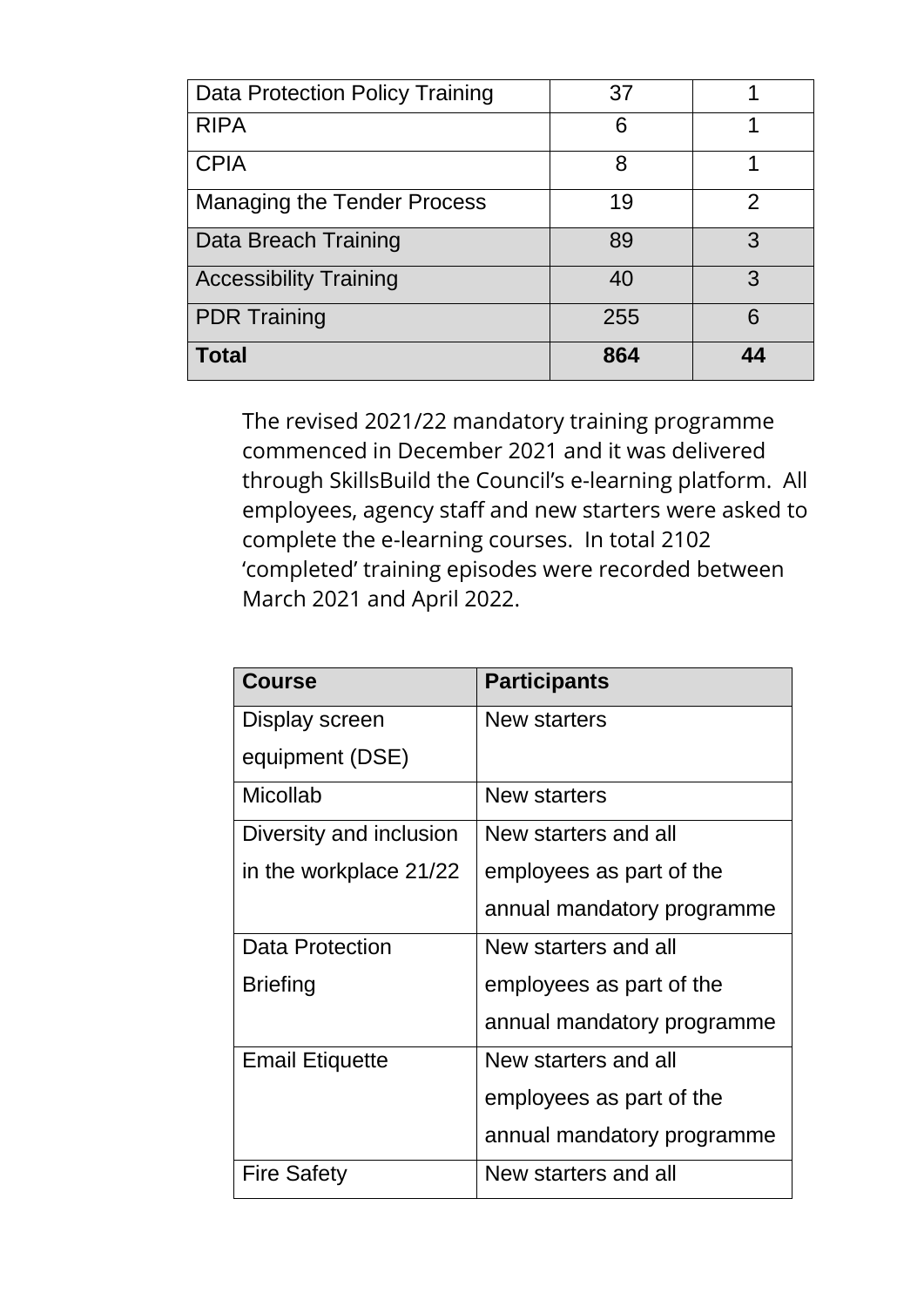| Data Protection Policy Training | 37 | 1 |
| --- | --- | --- |
| RIPA | 6 | 1 |
| CPIA | 8 | 1 |
| Managing the Tender Process | 19 | 2 |
| Data Breach Training | 89 | 3 |
| Accessibility Training | 40 | 3 |
| PDR Training | 255 | 6 |
| **Total** | **864** | **44** |

The revised 2021/22 mandatory training programme commenced in December 2021 and it was delivered through SkillsBuild the Council's e-learning platform. All employees, agency staff and new starters were asked to complete the e-learning courses. In total 2102 'completed' training episodes were recorded between March 2021 and April 2022.

| Course | Participants |
| --- | --- |
| Display screen equipment (DSE) | New starters |
| Micollab | New starters |
| Diversity and inclusion in the workplace 21/22 | New starters and all employees as part of the annual mandatory programme |
| Data Protection Briefing | New starters and all employees as part of the annual mandatory programme |
| Email Etiquette | New starters and all employees as part of the annual mandatory programme |
| Fire Safety | New starters and all |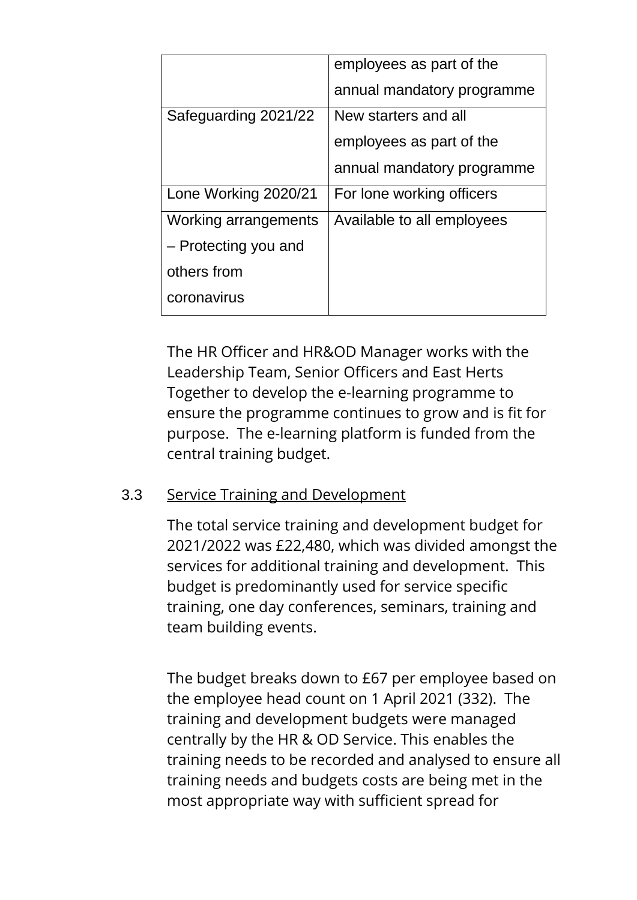| | |
|---|---|
| | employees as part of the annual mandatory programme |
| Safeguarding 2021/22 | New starters and all employees as part of the annual mandatory programme |
| Lone Working 2020/21 | For lone working officers |
| Working arrangements – Protecting you and others from coronavirus | Available to all employees |

The HR Officer and HR&OD Manager works with the Leadership Team, Senior Officers and East Herts Together to develop the e-learning programme to ensure the programme continues to grow and is fit for purpose. The e-learning platform is funded from the central training budget.

3.3 Service Training and Development

The total service training and development budget for 2021/2022 was £22,480, which was divided amongst the services for additional training and development. This budget is predominantly used for service specific training, one day conferences, seminars, training and team building events.

The budget breaks down to £67 per employee based on the employee head count on 1 April 2021 (332). The training and development budgets were managed centrally by the HR & OD Service. This enables the training needs to be recorded and analysed to ensure all training needs and budgets costs are being met in the most appropriate way with sufficient spread for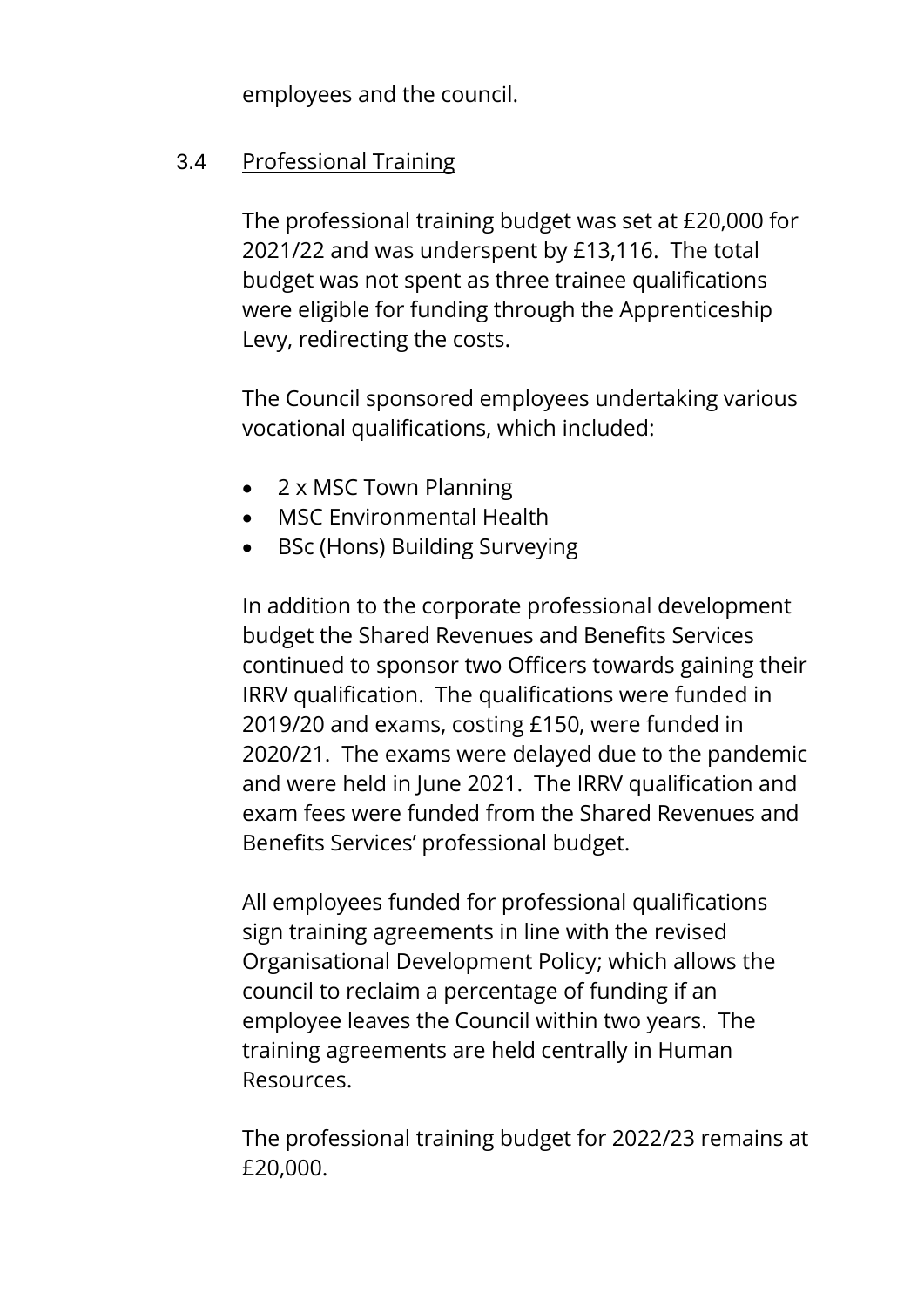employees and the council.

### 3.4 Professional Training

The professional training budget was set at £20,000 for 2021/22 and was underspent by £13,116. The total budget was not spent as three trainee qualifications were eligible for funding through the Apprenticeship Levy, redirecting the costs.

The Council sponsored employees undertaking various vocational qualifications, which included:

- 2 x MSC Town Planning
- MSC Environmental Health
- BSc (Hons) Building Surveying

In addition to the corporate professional development budget the Shared Revenues and Benefits Services continued to sponsor two Officers towards gaining their IRRV qualification. The qualifications were funded in 2019/20 and exams, costing £150, were funded in 2020/21. The exams were delayed due to the pandemic and were held in June 2021. The IRRV qualification and exam fees were funded from the Shared Revenues and Benefits Services' professional budget.

All employees funded for professional qualifications sign training agreements in line with the revised Organisational Development Policy; which allows the council to reclaim a percentage of funding if an employee leaves the Council within two years. The training agreements are held centrally in Human Resources.

The professional training budget for 2022/23 remains at £20,000.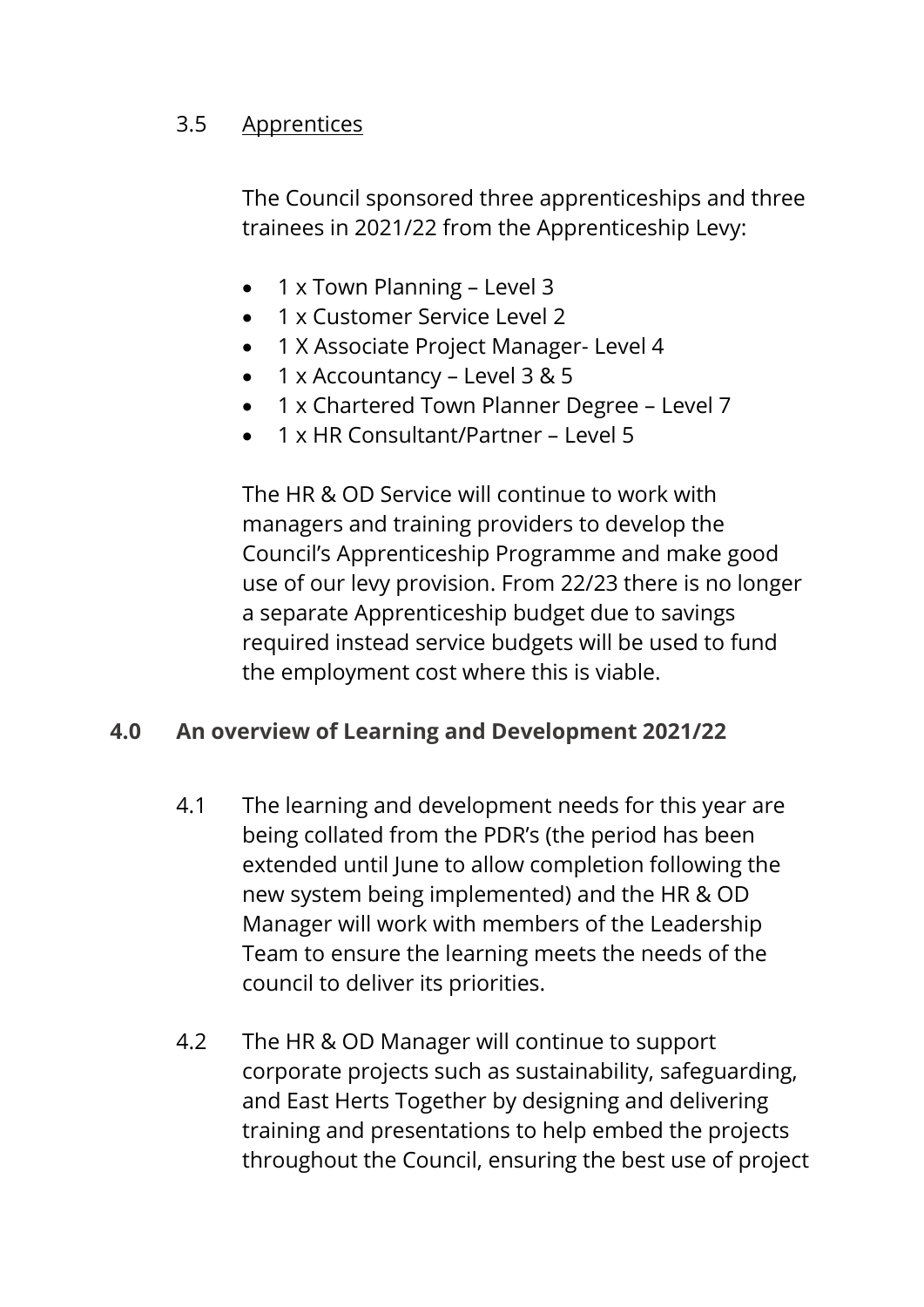3.5 Apprentices

The Council sponsored three apprenticeships and three trainees in 2021/22 from the Apprenticeship Levy:

- 1 x Town Planning – Level 3
- 1 x Customer Service Level 2
- 1 X Associate Project Manager- Level 4
- 1 x Accountancy – Level 3 & 5
- 1 x Chartered Town Planner Degree – Level 7
- 1 x HR Consultant/Partner – Level 5

The HR & OD Service will continue to work with managers and training providers to develop the Council's Apprenticeship Programme and make good use of our levy provision. From 22/23 there is no longer a separate Apprenticeship budget due to savings required instead service budgets will be used to fund the employment cost where this is viable.

## 4.0 An overview of Learning and Development 2021/22

4.1 The learning and development needs for this year are being collated from the PDR's (the period has been extended until June to allow completion following the new system being implemented) and the HR & OD Manager will work with members of the Leadership Team to ensure the learning meets the needs of the council to deliver its priorities.

4.2 The HR & OD Manager will continue to support corporate projects such as sustainability, safeguarding, and East Herts Together by designing and delivering training and presentations to help embed the projects throughout the Council, ensuring the best use of project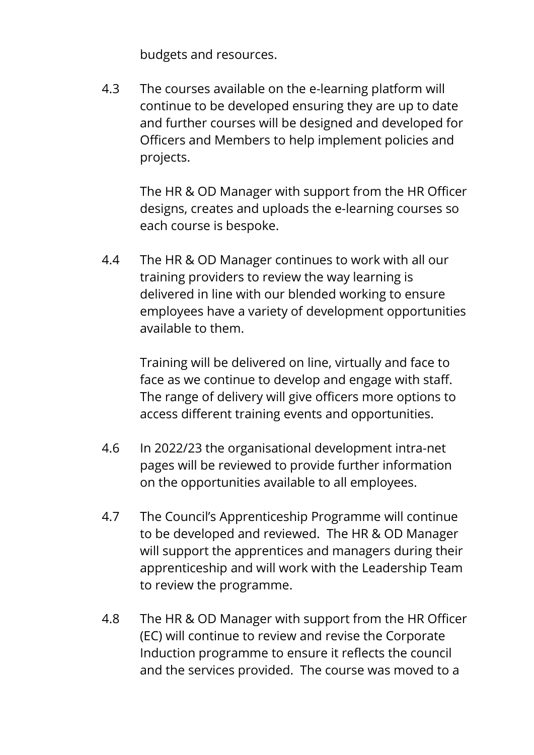budgets and resources.

4.3 The courses available on the e-learning platform will continue to be developed ensuring they are up to date and further courses will be designed and developed for Officers and Members to help implement policies and projects.

The HR & OD Manager with support from the HR Officer designs, creates and uploads the e-learning courses so each course is bespoke.

4.4 The HR & OD Manager continues to work with all our training providers to review the way learning is delivered in line with our blended working to ensure employees have a variety of development opportunities available to them.

Training will be delivered on line, virtually and face to face as we continue to develop and engage with staff. The range of delivery will give officers more options to access different training events and opportunities.

4.6 In 2022/23 the organisational development intra-net pages will be reviewed to provide further information on the opportunities available to all employees.

4.7 The Council's Apprenticeship Programme will continue to be developed and reviewed. The HR & OD Manager will support the apprentices and managers during their apprenticeship and will work with the Leadership Team to review the programme.

4.8 The HR & OD Manager with support from the HR Officer (EC) will continue to review and revise the Corporate Induction programme to ensure it reflects the council and the services provided. The course was moved to a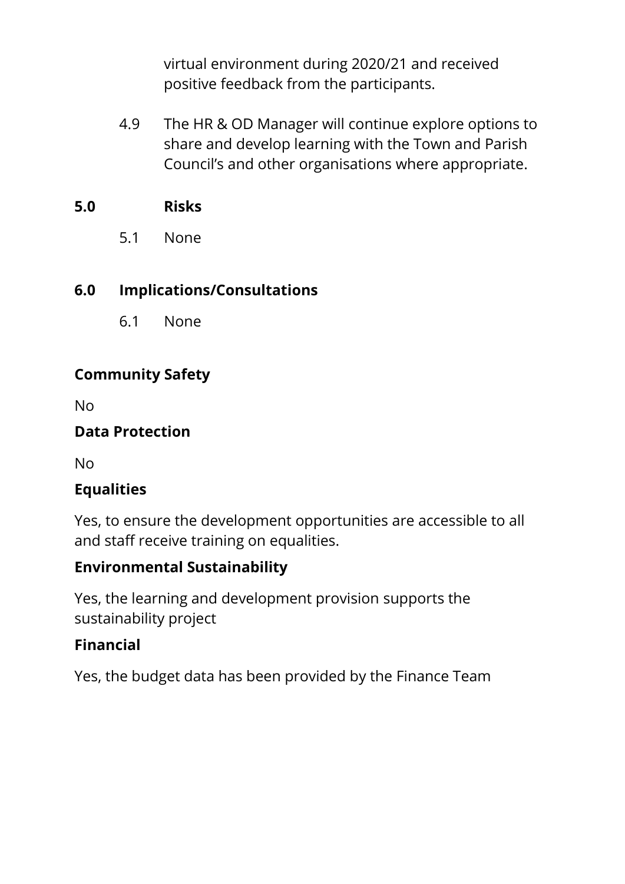virtual environment during 2020/21 and received positive feedback from the participants.

4.9 The HR & OD Manager will continue explore options to share and develop learning with the Town and Parish Council's and other organisations where appropriate.

## 5.0 Risks

5.1 None

## 6.0 Implications/Consultations

6.1 None

**Community Safety**

No

**Data Protection**

No

**Equalities**

Yes, to ensure the development opportunities are accessible to all and staff receive training on equalities.

**Environmental Sustainability**

Yes, the learning and development provision supports the sustainability project

**Financial**

Yes, the budget data has been provided by the Finance Team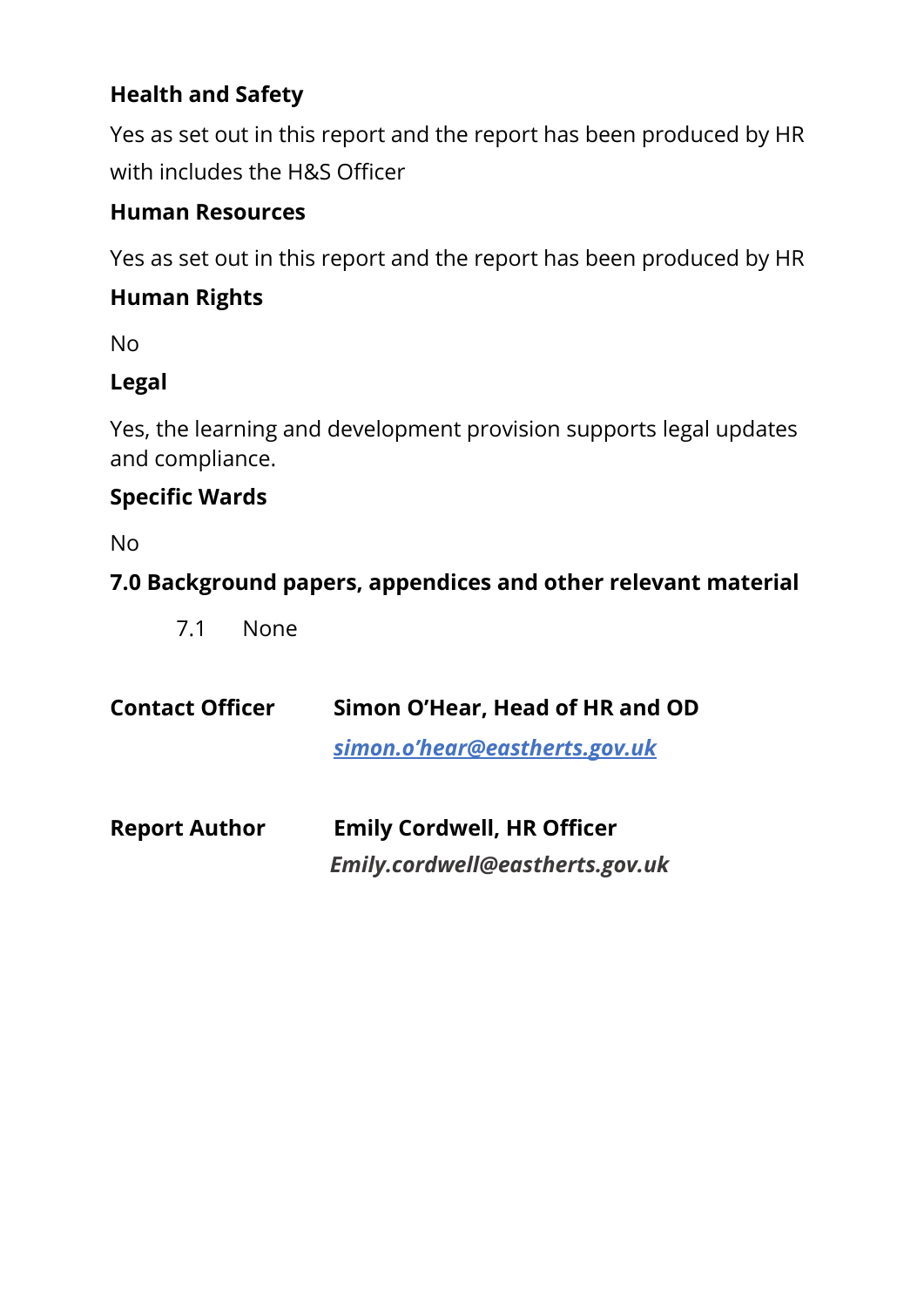**Health and Safety**

Yes as set out in this report and the report has been produced by HR with includes the H&S Officer

**Human Resources**

Yes as set out in this report and the report has been produced by HR

**Human Rights**

No

**Legal**

Yes, the learning and development provision supports legal updates and compliance.

**Specific Wards**

No

**7.0 Background papers, appendices and other relevant material**

7.1 None

| | |
|---|---|
| **Contact Officer** | **Simon O'Hear, Head of HR and OD** |
| | ***simon.o'hear@eastherts.gov.uk*** |
| **Report Author** | **Emily Cordwell, HR Officer** |
| | ***Emily.cordwell@eastherts.gov.uk*** |